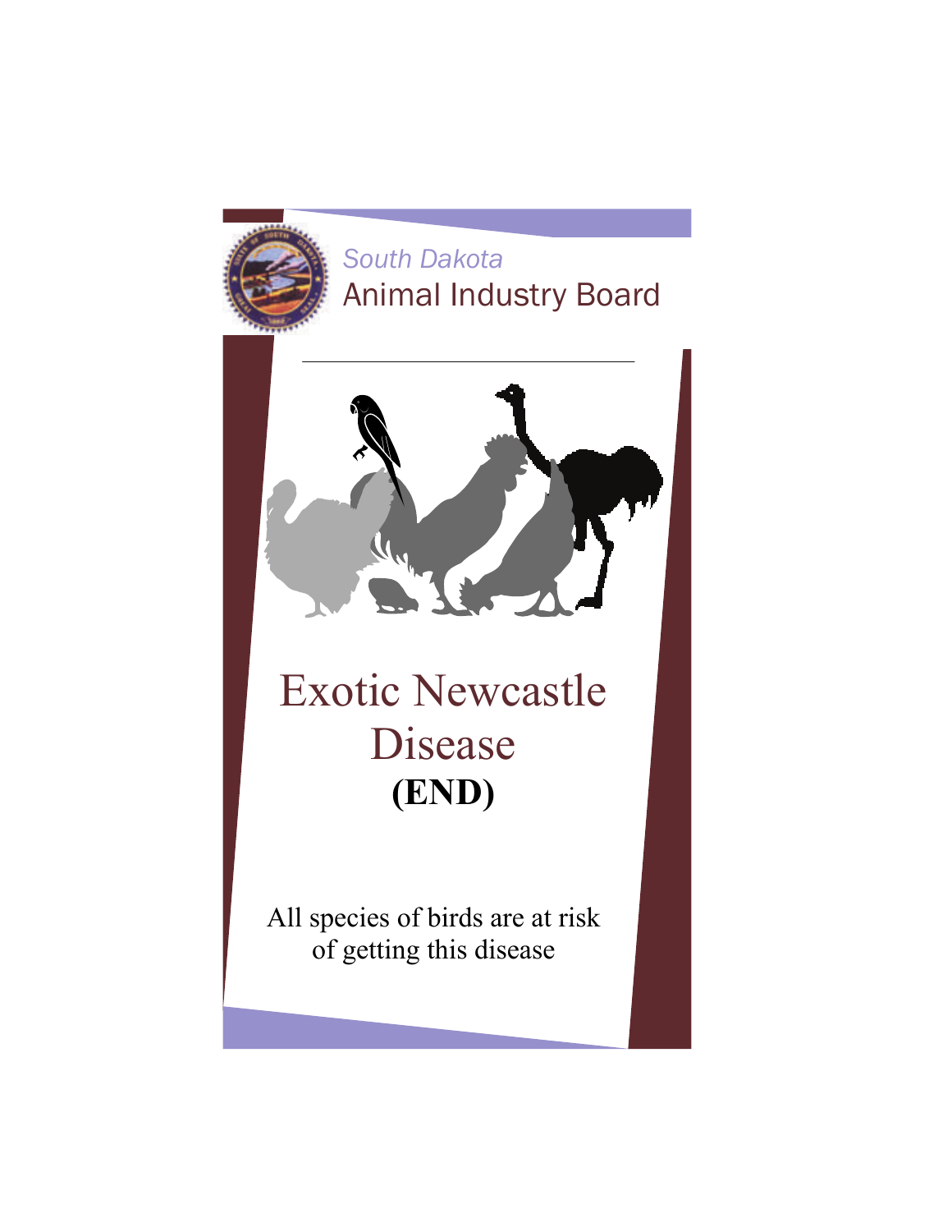*South Dakota*
Animal Industry Board

# Exotic Newcastle Disease **(END)**

All species of birds are at risk of getting this disease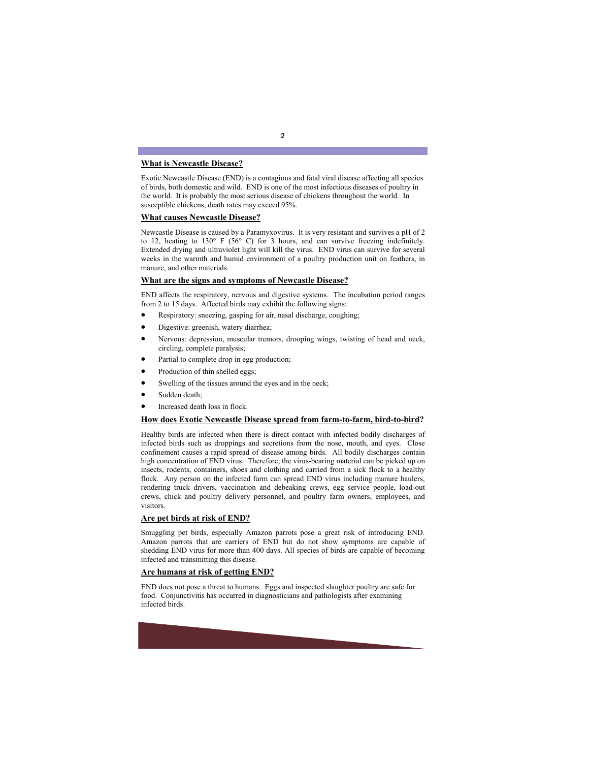## What is Newcastle Disease?

Exotic Newcastle Disease (END) is a contagious and fatal viral disease affecting all species of birds, both domestic and wild. END is one of the most infectious diseases of poultry in the world. It is probably the most serious disease of chickens throughout the world. In susceptible chickens, death rates may exceed 95%.

## What causes Newcastle Disease?

Newcastle Disease is caused by a Paramyxovirus. It is very resistant and survives a pH of 2 to 12, heating to 130° F (56° C) for 3 hours, and can survive freezing indefinitely. Extended drying and ultraviolet light will kill the virus. END virus can survive for several weeks in the warmth and humid environment of a poultry production unit on feathers, in manure, and other materials.

## What are the signs and symptoms of Newcastle Disease?

END affects the respiratory, nervous and digestive systems. The incubation period ranges from 2 to 15 days. Affected birds may exhibit the following signs:

- Respiratory: sneezing, gasping for air, nasal discharge, coughing;
- Digestive: greenish, watery diarrhea;
- Nervous: depression, muscular tremors, drooping wings, twisting of head and neck, circling, complete paralysis;
- Partial to complete drop in egg production;
- Production of thin shelled eggs;
- Swelling of the tissues around the eyes and in the neck;
- Sudden death;
- Increased death loss in flock.

## How does Exotic Newcastle Disease spread from farm-to-farm, bird-to-bird?

Healthy birds are infected when there is direct contact with infected bodily discharges of infected birds such as droppings and secretions from the nose, mouth, and eyes. Close confinement causes a rapid spread of disease among birds. All bodily discharges contain high concentration of END virus. Therefore, the virus-bearing material can be picked up on insects, rodents, containers, shoes and clothing and carried from a sick flock to a healthy flock. Any person on the infected farm can spread END virus including manure haulers, rendering truck drivers, vaccination and debeaking crews, egg service people, load-out crews, chick and poultry delivery personnel, and poultry farm owners, employees, and visitors.

## Are pet birds at risk of END?

Smuggling pet birds, especially Amazon parrots pose a great risk of introducing END. Amazon parrots that are carriers of END but do not show symptoms are capable of shedding END virus for more than 400 days. All species of birds are capable of becoming infected and transmitting this disease.

## Are humans at risk of getting END?

END does not pose a threat to humans. Eggs and inspected slaughter poultry are safe for food. Conjunctivitis has occurred in diagnosticians and pathologists after examining infected birds.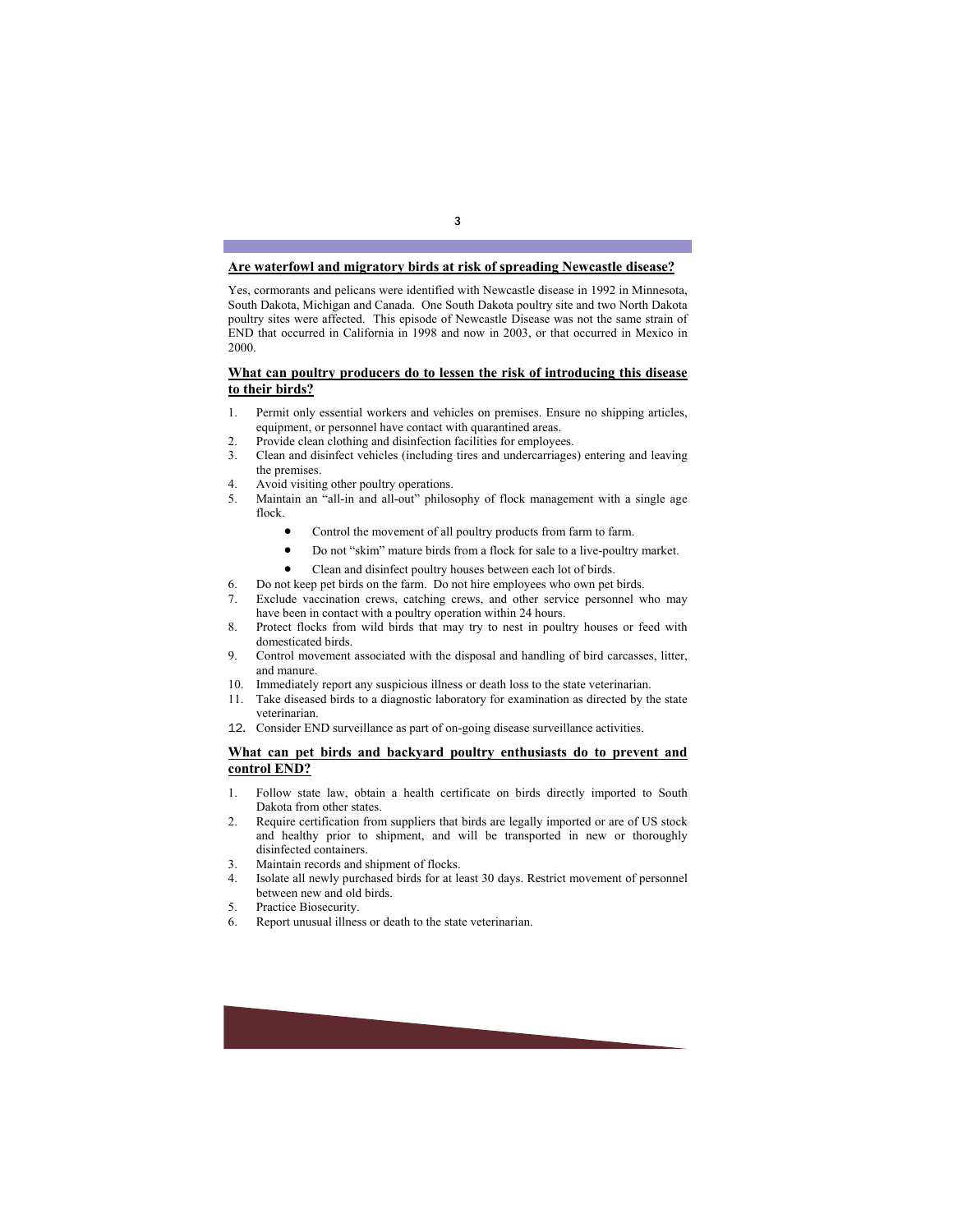## Are waterfowl and migratory birds at risk of spreading Newcastle disease?

Yes, cormorants and pelicans were identified with Newcastle disease in 1992 in Minnesota, South Dakota, Michigan and Canada. One South Dakota poultry site and two North Dakota poultry sites were affected. This episode of Newcastle Disease was not the same strain of END that occurred in California in 1998 and now in 2003, or that occurred in Mexico in 2000.

## What can poultry producers do to lessen the risk of introducing this disease to their birds?

1. Permit only essential workers and vehicles on premises. Ensure no shipping articles, equipment, or personnel have contact with quarantined areas.
2. Provide clean clothing and disinfection facilities for employees.
3. Clean and disinfect vehicles (including tires and undercarriages) entering and leaving the premises.
4. Avoid visiting other poultry operations.
5. Maintain an "all-in and all-out" philosophy of flock management with a single age flock.
    - Control the movement of all poultry products from farm to farm.
    - Do not "skim" mature birds from a flock for sale to a live-poultry market.
    - Clean and disinfect poultry houses between each lot of birds.
6. Do not keep pet birds on the farm. Do not hire employees who own pet birds.
7. Exclude vaccination crews, catching crews, and other service personnel who may have been in contact with a poultry operation within 24 hours.
8. Protect flocks from wild birds that may try to nest in poultry houses or feed with domesticated birds.
9. Control movement associated with the disposal and handling of bird carcasses, litter, and manure.
10. Immediately report any suspicious illness or death loss to the state veterinarian.
11. Take diseased birds to a diagnostic laboratory for examination as directed by the state veterinarian.
12. Consider END surveillance as part of on-going disease surveillance activities.

## What can pet birds and backyard poultry enthusiasts do to prevent and control END?

1. Follow state law, obtain a health certificate on birds directly imported to South Dakota from other states.
2. Require certification from suppliers that birds are legally imported or are of US stock and healthy prior to shipment, and will be transported in new or thoroughly disinfected containers.
3. Maintain records and shipment of flocks.
4. Isolate all newly purchased birds for at least 30 days. Restrict movement of personnel between new and old birds.
5. Practice Biosecurity.
6. Report unusual illness or death to the state veterinarian.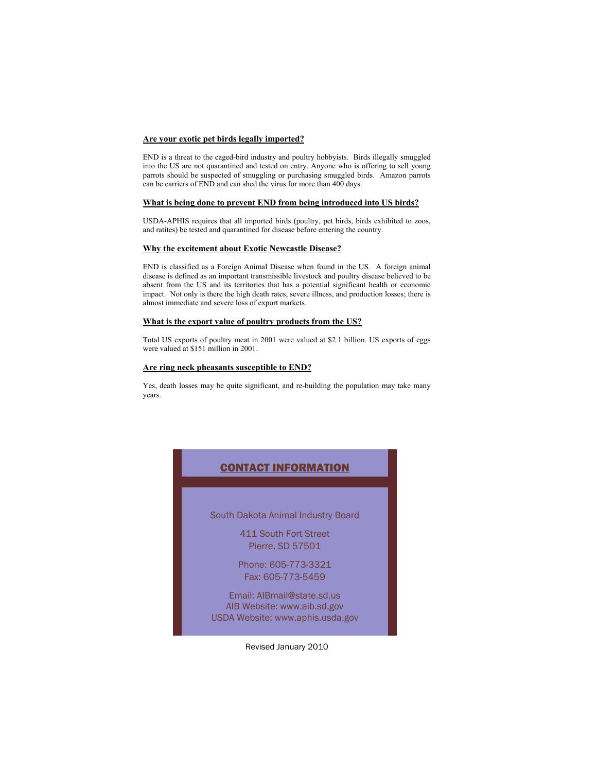**Are your exotic pet birds legally imported?**

END is a threat to the caged-bird industry and poultry hobbyists. Birds illegally smuggled into the US are not quarantined and tested on entry. Anyone who is offering to sell young parrots should be suspected of smuggling or purchasing smuggled birds. Amazon parrots can be carriers of END and can shed the virus for more than 400 days.

**What is being done to prevent END from being introduced into US birds?**

USDA-APHIS requires that all imported birds (poultry, pet birds, birds exhibited to zoos, and ratites) be tested and quarantined for disease before entering the country.

**Why the excitement about Exotic Newcastle Disease?**

END is classified as a Foreign Animal Disease when found in the US. A foreign animal disease is defined as an important transmissible livestock and poultry disease believed to be absent from the US and its territories that has a potential significant health or economic impact. Not only is there the high death rates, severe illness, and production losses; there is almost immediate and severe loss of export markets.

**What is the export value of poultry products from the US?**

Total US exports of poultry meat in 2001 were valued at $2.1 billion. US exports of eggs were valued at $151 million in 2001.

**Are ring neck pheasants susceptible to END?**

Yes, death losses may be quite significant, and re-building the population may take many years.

## CONTACT INFORMATION

South Dakota Animal Industry Board

411 South Fort Street
Pierre, SD 57501

Phone: 605-773-3321
Fax: 605-773-5459

Email: AIBmail@state.sd.us
AIB Website: www.aib.sd.gov
USDA Website: www.aphis.usda.gov

Revised January 2010